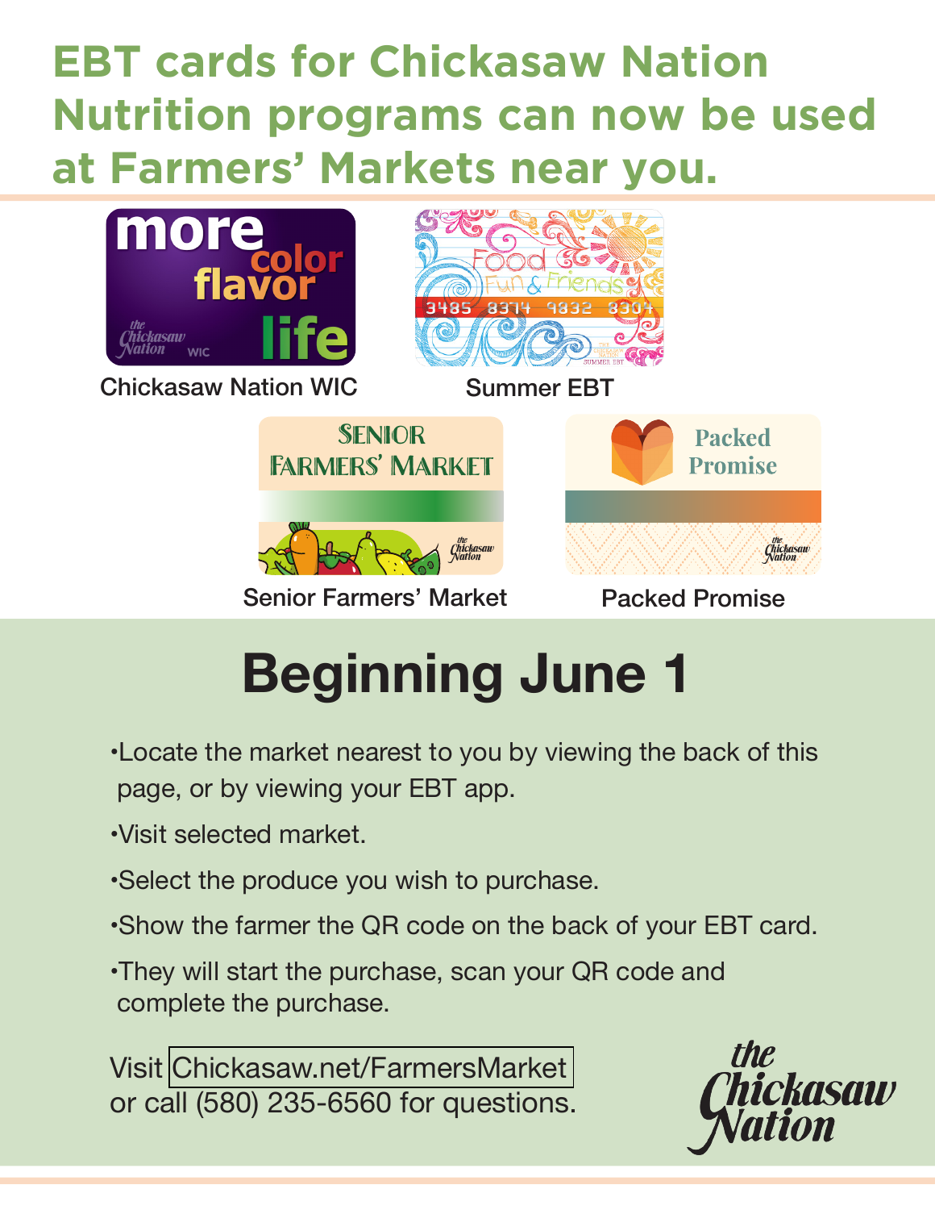# EBT cards for Chickasaw Nation Nutrition programs can now be used at Farmers' Markets near you.

Chickasaw Nation WIC

Summer EBT

Senior Farmers' Market

Packed Promise

## Beginning June 1

- Locate the market nearest to you by viewing the back of this page, or by viewing your EBT app.
- Visit selected market.
- Select the produce you wish to purchase.
- Show the farmer the QR code on the back of your EBT card.
- They will start the purchase, scan your QR code and complete the purchase.

Visit Chickasaw.net/FarmersMarket or call (580) 235-6560 for questions.

the Chickasaw Nation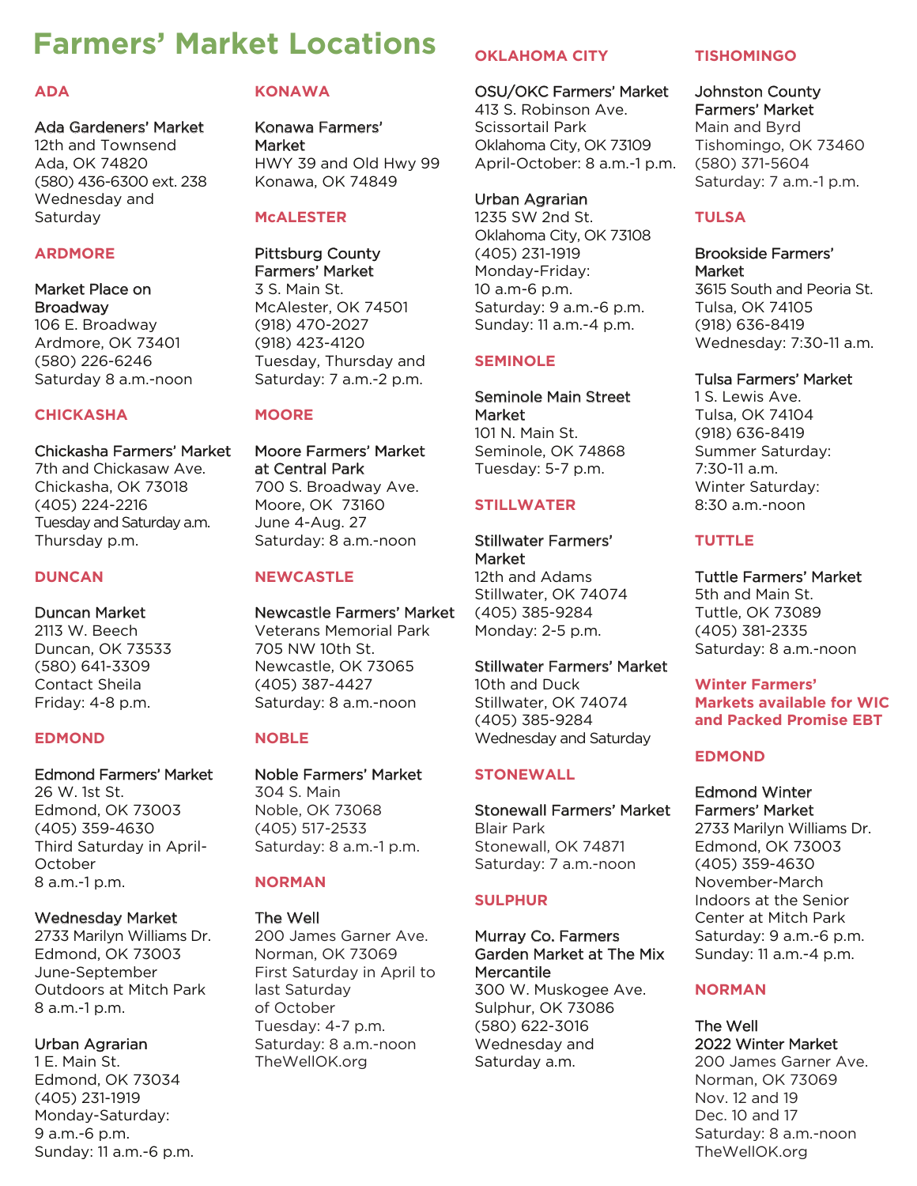# Farmers' Market Locations

### ADA

Ada Gardeners' Market
12th and Townsend
Ada, OK 74820
(580) 436-6300 ext. 238
Wednesday and Saturday

### ARDMORE

Market Place on Broadway
106 E. Broadway
Ardmore, OK 73401
(580) 226-6246
Saturday 8 a.m.-noon

### CHICKASHA

Chickasha Farmers' Market
7th and Chickasaw Ave.
Chickasha, OK 73018
(405) 224-2216
Tuesday and Saturday a.m.
Thursday p.m.

### DUNCAN

Duncan Market
2113 W. Beech
Duncan, OK 73533
(580) 641-3309
Contact Sheila
Friday: 4-8 p.m.

### EDMOND

Edmond Farmers' Market
26 W. 1st St.
Edmond, OK 73003
(405) 359-4630
Third Saturday in April-October
8 a.m.-1 p.m.

Wednesday Market
2733 Marilyn Williams Dr.
Edmond, OK 73003
June-September
Outdoors at Mitch Park
8 a.m.-1 p.m.

Urban Agrarian
1 E. Main St.
Edmond, OK 73034
(405) 231-1919
Monday-Saturday:
9 a.m.-6 p.m.
Sunday: 11 a.m.-6 p.m.

### KONAWA

Konawa Farmers' Market
HWY 39 and Old Hwy 99
Konawa, OK 74849

### McALESTER

Pittsburg County Farmers' Market
3 S. Main St.
McAlester, OK 74501
(918) 470-2027
(918) 423-4120
Tuesday, Thursday and Saturday: 7 a.m.-2 p.m.

### MOORE

Moore Farmers' Market at Central Park
700 S. Broadway Ave.
Moore, OK 73160
June 4-Aug. 27
Saturday: 8 a.m.-noon

### NEWCASTLE

Newcastle Farmers' Market
Veterans Memorial Park
705 NW 10th St.
Newcastle, OK 73065
(405) 387-4427
Saturday: 8 a.m.-noon

### NOBLE

Noble Farmers' Market
304 S. Main
Noble, OK 73068
(405) 517-2533
Saturday: 8 a.m.-1 p.m.

### NORMAN

The Well
200 James Garner Ave.
Norman, OK 73069
First Saturday in April to last Saturday of October
Tuesday: 4-7 p.m.
Saturday: 8 a.m.-noon
TheWellOK.org

### OKLAHOMA CITY

OSU/OKC Farmers' Market
413 S. Robinson Ave.
Scissortail Park
Oklahoma City, OK 73109
April-October: 8 a.m.-1 p.m.

Urban Agrarian
1235 SW 2nd St.
Oklahoma City, OK 73108
(405) 231-1919
Monday-Friday:
10 a.m-6 p.m.
Saturday: 9 a.m.-6 p.m.
Sunday: 11 a.m.-4 p.m.

### SEMINOLE

Seminole Main Street Market
101 N. Main St.
Seminole, OK 74868
Tuesday: 5-7 p.m.

### STILLWATER

Stillwater Farmers' Market
12th and Adams
Stillwater, OK 74074
(405) 385-9284
Monday: 2-5 p.m.

Stillwater Farmers' Market
10th and Duck
Stillwater, OK 74074
(405) 385-9284
Wednesday and Saturday

### STONEWALL

Stonewall Farmers' Market
Blair Park
Stonewall, OK 74871
Saturday: 7 a.m.-noon

### SULPHUR

Murray Co. Farmers Garden Market at The Mix Mercantile
300 W. Muskogee Ave.
Sulphur, OK 73086
(580) 622-3016
Wednesday and Saturday a.m.

### TISHOMINGO

Johnston County Farmers' Market
Main and Byrd
Tishomingo, OK 73460
(580) 371-5604
Saturday: 7 a.m.-1 p.m.

### TULSA

Brookside Farmers' Market
3615 South and Peoria St.
Tulsa, OK 74105
(918) 636-8419
Wednesday: 7:30-11 a.m.

Tulsa Farmers' Market
1 S. Lewis Ave.
Tulsa, OK 74104
(918) 636-8419
Summer Saturday:
7:30-11 a.m.
Winter Saturday:
8:30 a.m.-noon

### TUTTLE

Tuttle Farmers' Market
5th and Main St.
Tuttle, OK 73089
(405) 381-2335
Saturday: 8 a.m.-noon

## Winter Farmers' Markets available for WIC and Packed Promise EBT

### EDMOND

Edmond Winter Farmers' Market
2733 Marilyn Williams Dr.
Edmond, OK 73003
(405) 359-4630
November-March
Indoors at the Senior Center at Mitch Park
Saturday: 9 a.m.-6 p.m.
Sunday: 11 a.m.-4 p.m.

### NORMAN

The Well
2022 Winter Market
200 James Garner Ave.
Norman, OK 73069
Nov. 12 and 19
Dec. 10 and 17
Saturday: 8 a.m.-noon
TheWellOK.org